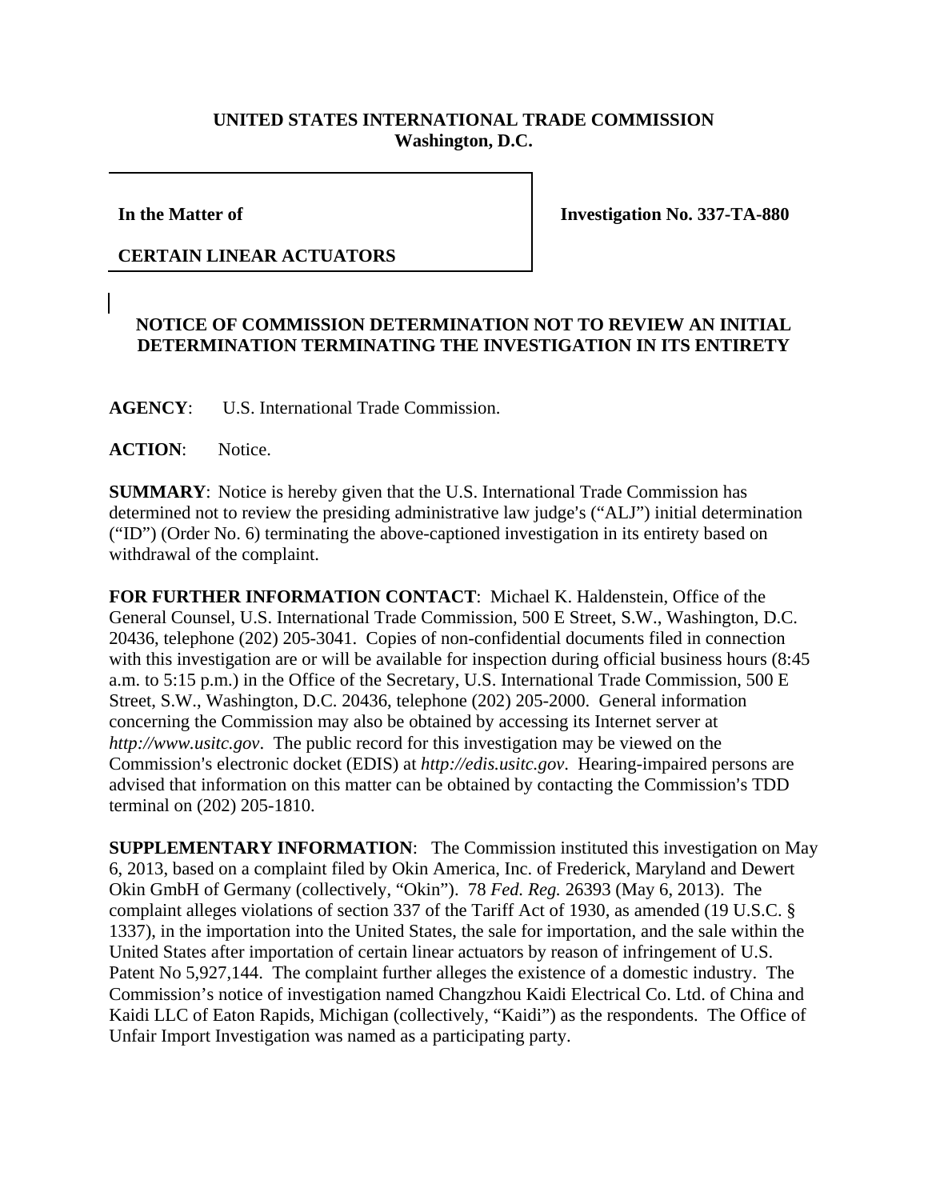**UNITED STATES INTERNATIONAL TRADE COMMISSION**
**Washington, D.C.**

| **In the Matter of**<br><br>**CERTAIN LINEAR ACTUATORS** | **Investigation No. 337-TA-880** |
|---|---|

## NOTICE OF COMMISSION DETERMINATION NOT TO REVIEW AN INITIAL DETERMINATION TERMINATING THE INVESTIGATION IN ITS ENTIRETY

**AGENCY**: U.S. International Trade Commission.

**ACTION**: Notice.

**SUMMARY**: Notice is hereby given that the U.S. International Trade Commission has determined not to review the presiding administrative law judge's ("ALJ") initial determination ("ID") (Order No. 6) terminating the above-captioned investigation in its entirety based on withdrawal of the complaint.

**FOR FURTHER INFORMATION CONTACT**: Michael K. Haldenstein, Office of the General Counsel, U.S. International Trade Commission, 500 E Street, S.W., Washington, D.C. 20436, telephone (202) 205-3041. Copies of non-confidential documents filed in connection with this investigation are or will be available for inspection during official business hours (8:45 a.m. to 5:15 p.m.) in the Office of the Secretary, U.S. International Trade Commission, 500 E Street, S.W., Washington, D.C. 20436, telephone (202) 205-2000. General information concerning the Commission may also be obtained by accessing its Internet server at *http://www.usitc.gov*. The public record for this investigation may be viewed on the Commission's electronic docket (EDIS) at *http://edis.usitc.gov*. Hearing-impaired persons are advised that information on this matter can be obtained by contacting the Commission's TDD terminal on (202) 205-1810.

**SUPPLEMENTARY INFORMATION**: The Commission instituted this investigation on May 6, 2013, based on a complaint filed by Okin America, Inc. of Frederick, Maryland and Dewert Okin GmbH of Germany (collectively, "Okin"). 78 *Fed. Reg.* 26393 (May 6, 2013). The complaint alleges violations of section 337 of the Tariff Act of 1930, as amended (19 U.S.C. § 1337), in the importation into the United States, the sale for importation, and the sale within the United States after importation of certain linear actuators by reason of infringement of U.S. Patent No 5,927,144. The complaint further alleges the existence of a domestic industry. The Commission's notice of investigation named Changzhou Kaidi Electrical Co. Ltd. of China and Kaidi LLC of Eaton Rapids, Michigan (collectively, "Kaidi") as the respondents. The Office of Unfair Import Investigation was named as a participating party.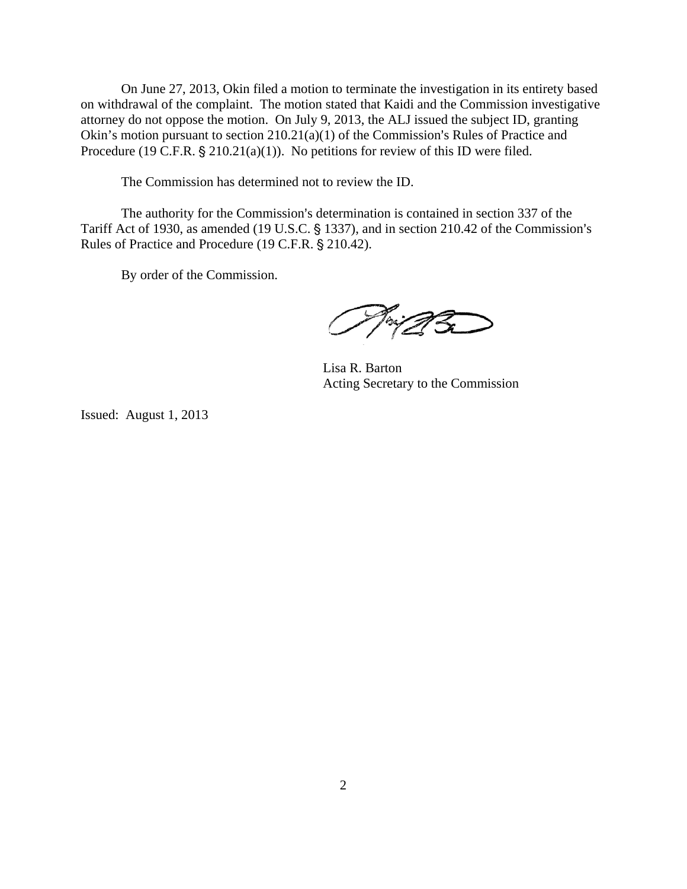On June 27, 2013, Okin filed a motion to terminate the investigation in its entirety based on withdrawal of the complaint. The motion stated that Kaidi and the Commission investigative attorney do not oppose the motion. On July 9, 2013, the ALJ issued the subject ID, granting Okin's motion pursuant to section 210.21(a)(1) of the Commission's Rules of Practice and Procedure (19 C.F.R. § 210.21(a)(1)). No petitions for review of this ID were filed.

The Commission has determined not to review the ID.

The authority for the Commission's determination is contained in section 337 of the Tariff Act of 1930, as amended (19 U.S.C. § 1337), and in section 210.42 of the Commission's Rules of Practice and Procedure (19 C.F.R. § 210.42).

By order of the Commission.

Lisa R. Barton
Acting Secretary to the Commission

Issued: August 1, 2013